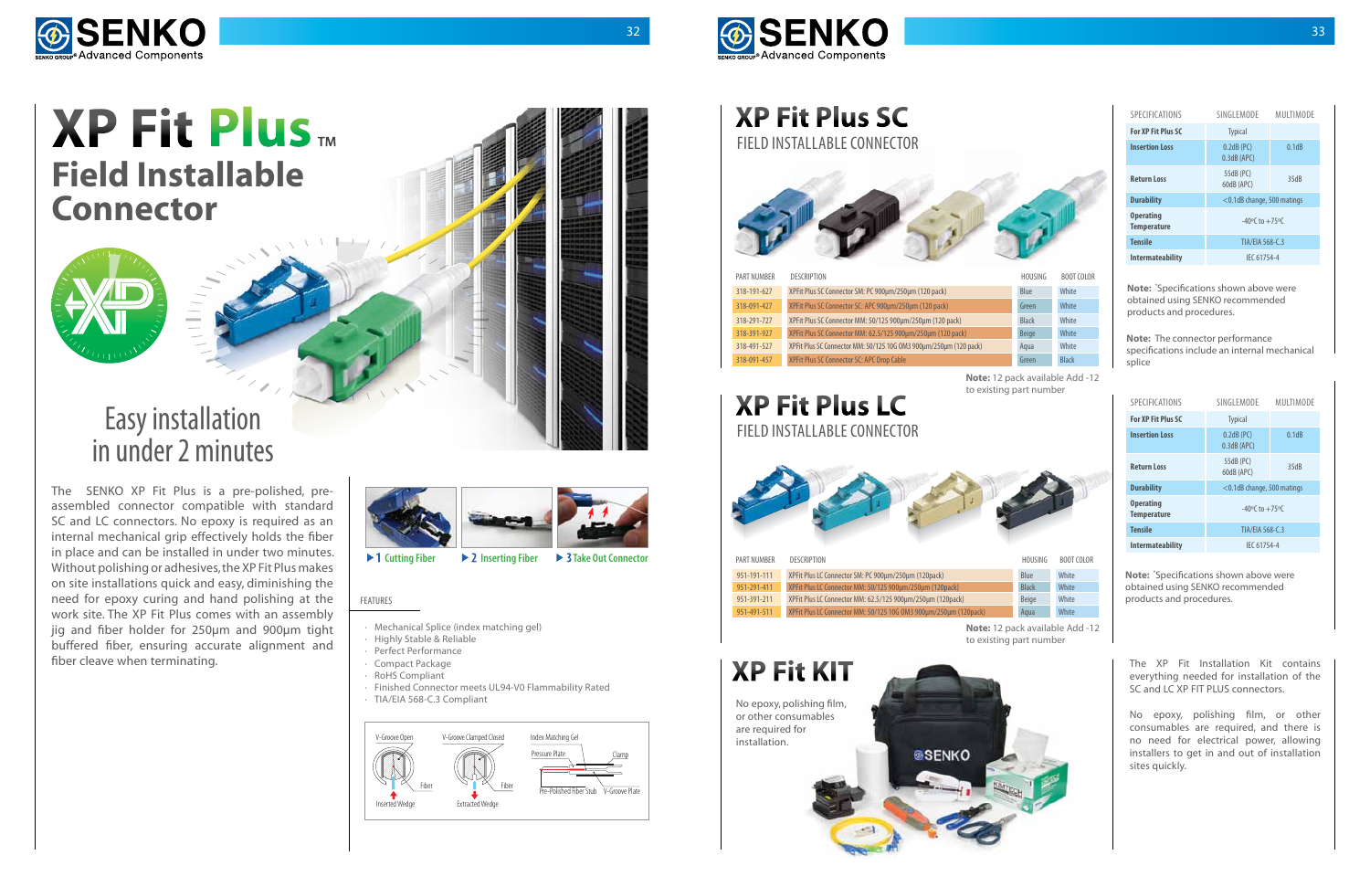# XP Fit Plus™

## Field Installable Connector

Easy installation in under 2 minutes

The SENKO XP Fit Plus is a pre-polished, pre-assembled connector compatible with standard SC and LC connectors. No epoxy is required as an internal mechanical grip effectively holds the fiber in place and can be installed in under two minutes. Without polishing or adhesives, the XP Fit Plus makes on site installations quick and easy, diminishing the need for epoxy curing and hand polishing at the work site. The XP Fit Plus comes with an assembly jig and fiber holder for 250μm and 900μm tight buffered fiber, ensuring accurate alignment and fiber cleave when terminating.

▶ 1 Cutting Fiber ▶ 2 Inserting Fiber ▶ 3 Take Out Connector

FEATURES

- Mechanical Splice (index matching gel)
- Highly Stable & Reliable
- Perfect Performance
- Compact Package
- RoHS Compliant
- Finished Connector meets UL94-V0 Flammability Rated
- TIA/EIA 568-C.3 Compliant

V-Groove Open | V-Groove Clamped Closed | Index Matching Gel | Pressure Plate | Clamp | Fiber | Inserted Wedge | Extracted Wedge | Pre-Polished Fiber Stub | V-Groove Plate

# XP Fit Plus SC

## FIELD INSTALLABLE CONNECTOR

| PART NUMBER | DESCRIPTION | HOUSING | BOOT COLOR |
|---|---|---|---|
| 318-191-627 | XPFit Plus SC Connector SM: PC 900μm/250μm (120 pack) | Blue | White |
| 318-091-427 | XPFit Plus SC Connector SC: APC 900μm/250μm (120 pack) | Green | White |
| 318-291-727 | XPFit Plus SC Connector MM: 50/125 900μm/250μm (120 pack) | Black | White |
| 318-391-927 | XPFit Plus SC Connector MM: 62.5/125 900μm/250μm (120 pack) | Beige | White |
| 318-491-527 | XPFit Plus SC Connector MM: 50/125 10G OM3 900μm/250μm (120 pack) | Aqua | White |
| 318-091-457 | XPFit Plus SC Connector SC: APC Drop Cable | Green | Black |

**Note:** 12 pack available Add -12 to existing part number

| SPECIFICATIONS | SINGLEMODE | MULTIMODE |
|---|---|---|
| For XP Fit Plus SC | Typical | |
| Insertion Loss | 0.2dB (PC) 0.3dB (APC) | 0.1dB |
| Return Loss | 55dB (PC) 60dB (APC) | 35dB |
| Durability | <0.1dB change, 500 matings | |
| Operating Temperature | -40ºC to +75ºC | |
| Tensile | TIA/EIA 568-C.3 | |
| Intermateability | IEC 61754-4 | |

**Note:** *Specifications shown above were obtained using SENKO recommended products and procedures.

**Note:** The connector performance specifications include an internal mechanical splice

# XP Fit Plus LC

## FIELD INSTALLABLE CONNECTOR

| PART NUMBER | DESCRIPTION | HOUSING | BOOT COLOR |
|---|---|---|---|
| 951-191-111 | XPFit Plus LC Connector SM: PC 900μm/250μm (120pack) | Blue | White |
| 951-291-411 | XPFit Plus LC Connector MM: 50/125 900μm/250μm (120pack) | Black | White |
| 951-391-211 | XPFit Plus LC Connector MM: 62.5/125 900μm/250μm (120pack) | Beige | White |
| 951-491-511 | XPFit Plus LC Connector MM: 50/125 10G OM3 900μm/250μm (120pack) | Aqua | White |

**Note:** 12 pack available Add -12 to existing part number

| SPECIFICATIONS | SINGLEMODE | MULTIMODE |
|---|---|---|
| For XP Fit Plus SC | Typical | |
| Insertion Loss | 0.2dB (PC) 0.3dB (APC) | 0.1dB |
| Return Loss | 55dB (PC) 60dB (APC) | 35dB |
| Durability | <0.1dB change, 500 matings | |
| Operating Temperature | -40ºC to +75ºC | |
| Tensile | TIA/EIA 568-C.3 | |
| Intermateability | IEC 61754-4 | |

**Note:** *Specifications shown above were obtained using SENKO recommended products and procedures.

# XP Fit KIT

No epoxy, polishing film, or other consumables are required for installation.

The XP Fit Installation Kit contains everything needed for installation of the SC and LC XP FIT PLUS connectors.

No epoxy, polishing film, or other consumables are required, and there is no need for electrical power, allowing installers to get in and out of installation sites quickly.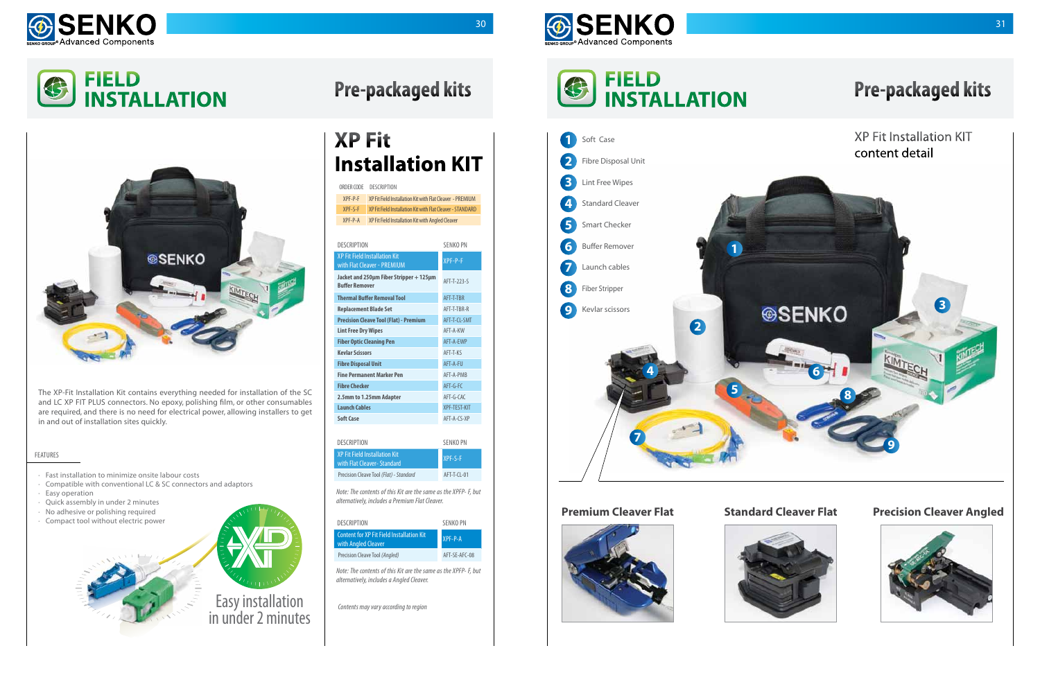# FIELD INSTALLATION

## Pre-packaged kits

# XP Fit Installation KIT

| ORDER CODE | DESCRIPTION |
|---|---|
| XPF-P-F | XP Fit Field Installation Kit with Flat Cleaver - PREMIUM |
| XPF-S-F | XP Fit Field Installation Kit with Flat Cleaver - STANDARD |
| XPF-P-A | XP Fit Field Installation Kit with Angled Cleaver |

| DESCRIPTION | SENKO PN |
|---|---|
| XP Fit Field Installation Kit with Flat Cleaver - PREMIUM | XPF-P-F |
| Jacket and 250µm Fiber Stripper + 125µm Buffer Remover | AFT-T-223-S |
| Thermal Buffer Removal Tool | AFT-T-TBR |
| Replacement Blade Set | AFT-T-TBR-R |
| Precision Cleave Tool (Flat) - Premium | AFT-T-CL-SMT |
| Lint Free Dry Wipes | AFT-A-KW |
| Fiber Optic Cleaning Pen | AFT-A-EWP |
| Kevlar Scissors | AFT-T-KS |
| Fibre Disposal Unit | AFT-A-FU |
| Fine Permanent Marker Pen | AFT-A-PMB |
| Fibre Checker | AFT-G-FC |
| 2.5mm to 1.25mm Adapter | AFT-G-CAC |
| Launch Cables | XPF-TEST-KIT |
| Soft Case | AFT-A-CS-XP |

| DESCRIPTION | SENKO PN |
|---|---|
| XP Fit Field Installation Kit with Flat Cleaver- Standard | XPF-S-F |
| Precision Cleave Tool *(Flat) - Standard* | AFT-T-CL-01 |

*Note: The contents of this Kit are the same as the XPFP- F, but alternatively, includes a Premium Flat Cleaver.*

| DESCRIPTION | SENKO PN |
|---|---|
| Content for XP Fit Field Installation Kit with Angled Cleaver | XPF-P-A |
| Precision Cleave Tool *(Angled)* | AFT-SE-AFC-08 |

*Note: The contents of this Kit are the same as the XPFP- F, but alternatively, includes a Angled Cleaver.*

*Contents may vary according to region*

The XP-Fit Installation Kit contains everything needed for installation of the SC and LC XP FIT PLUS connectors. No epoxy, polishing film, or other consumables are required, and there is no need for electrical power, allowing installers to get in and out of installation sites quickly.

FEATURES

- Fast installation to minimize onsite labour costs
- Compatible with conventional LC & SC connectors and adaptors
- Easy operation
- Quick assembly in under 2 minutes
- No adhesive or polishing required
- Compact tool without electric power

Easy installation in under 2 minutes

# FIELD INSTALLATION

## Pre-packaged kits

### XP Fit Installation KIT content detail

1. Soft Case
2. Fibre Disposal Unit
3. Lint Free Wipes
4. Standard Cleaver
5. Smart Checker
6. Buffer Remover
7. Launch cables
8. Fiber Stripper
9. Kevlar scissors

**Premium Cleaver Flat**

**Standard Cleaver Flat**

**Precision Cleaver Angled**